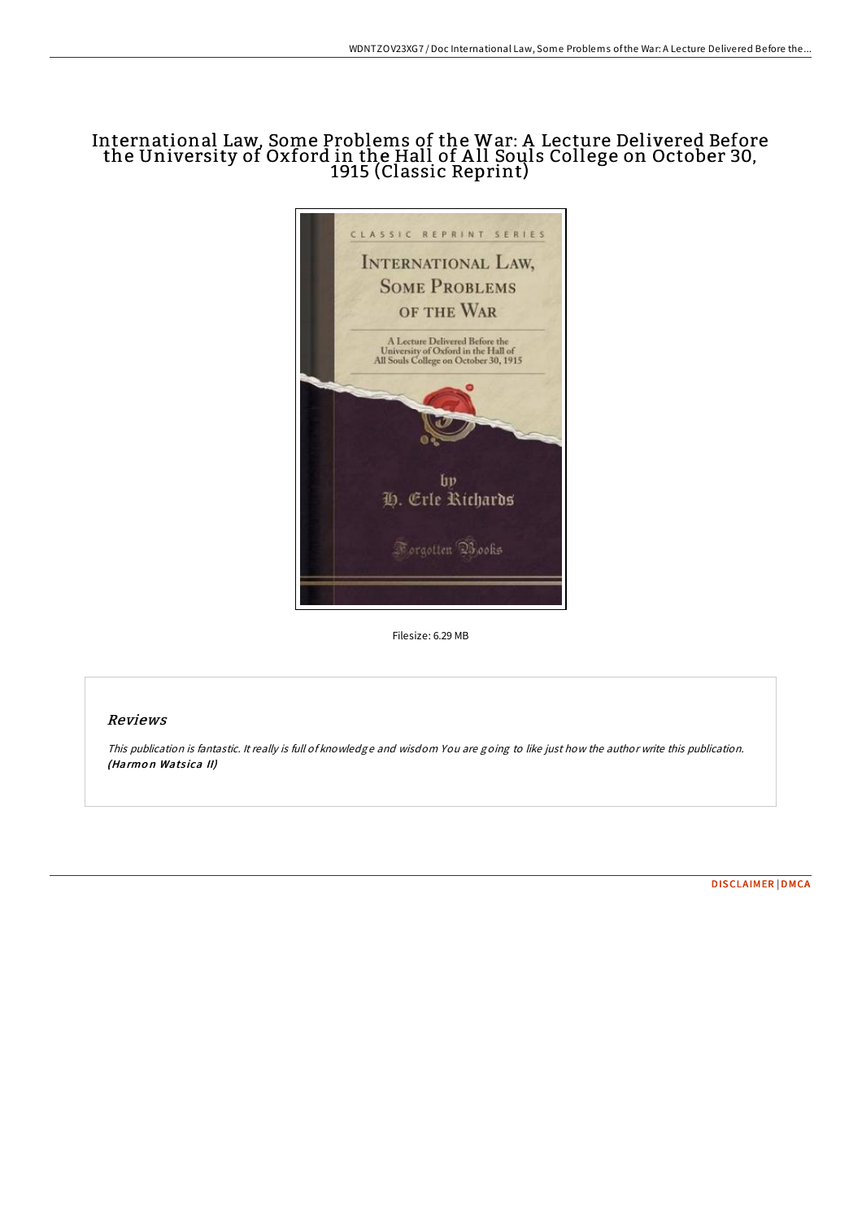# International Law, Some Problems of the War: A Lecture Delivered Before the University of Oxford in the Hall of All Souls College on October 30, 1915 (Classic Reprint)

Filesize: 6.29 MB

## Reviews

*This publication is fantastic. It really is full of knowledge and wisdom You are going to like just how the author write this publication.* ***(Harmon Watsica II)***

DISCLAIMER | DMCA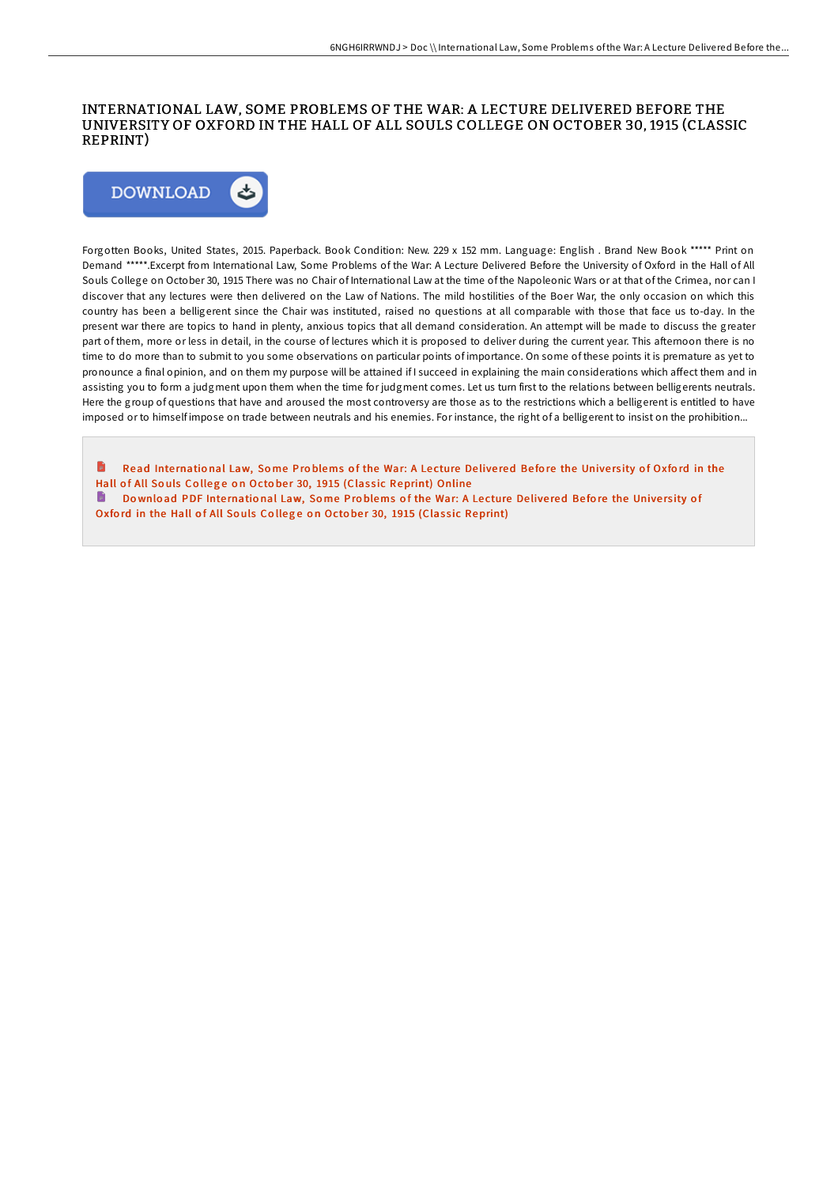# INTERNATIONAL LAW, SOME PROBLEMS OF THE WAR: A LECTURE DELIVERED BEFORE THE UNIVERSITY OF OXFORD IN THE HALL OF ALL SOULS COLLEGE ON OCTOBER 30, 1915 (CLASSIC REPRINT)

DOWNLOAD

Forgotten Books, United States, 2015. Paperback. Book Condition: New. 229 x 152 mm. Language: English . Brand New Book ***** Print on Demand *****.Excerpt from International Law, Some Problems of the War: A Lecture Delivered Before the University of Oxford in the Hall of All Souls College on October 30, 1915 There was no Chair of International Law at the time of the Napoleonic Wars or at that of the Crimea, nor can I discover that any lectures were then delivered on the Law of Nations. The mild hostilities of the Boer War, the only occasion on which this country has been a belligerent since the Chair was instituted, raised no questions at all comparable with those that face us to-day. In the present war there are topics to hand in plenty, anxious topics that all demand consideration. An attempt will be made to discuss the greater part of them, more or less in detail, in the course of lectures which it is proposed to deliver during the current year. This afternoon there is no time to do more than to submit to you some observations on particular points of importance. On some of these points it is premature as yet to pronounce a final opinion, and on them my purpose will be attained if I succeed in explaining the main considerations which affect them and in assisting you to form a judgment upon them when the time for judgment comes. Let us turn first to the relations between belligerents neutrals. Here the group of questions that have and aroused the most controversy are those as to the restrictions which a belligerent is entitled to have imposed or to himself impose on trade between neutrals and his enemies. For instance, the right of a belligerent to insist on the prohibition...

Read International Law, Some Problems of the War: A Lecture Delivered Before the University of Oxford in the Hall of All Souls College on October 30, 1915 (Classic Reprint) Online

Download PDF International Law, Some Problems of the War: A Lecture Delivered Before the University of Oxford in the Hall of All Souls College on October 30, 1915 (Classic Reprint)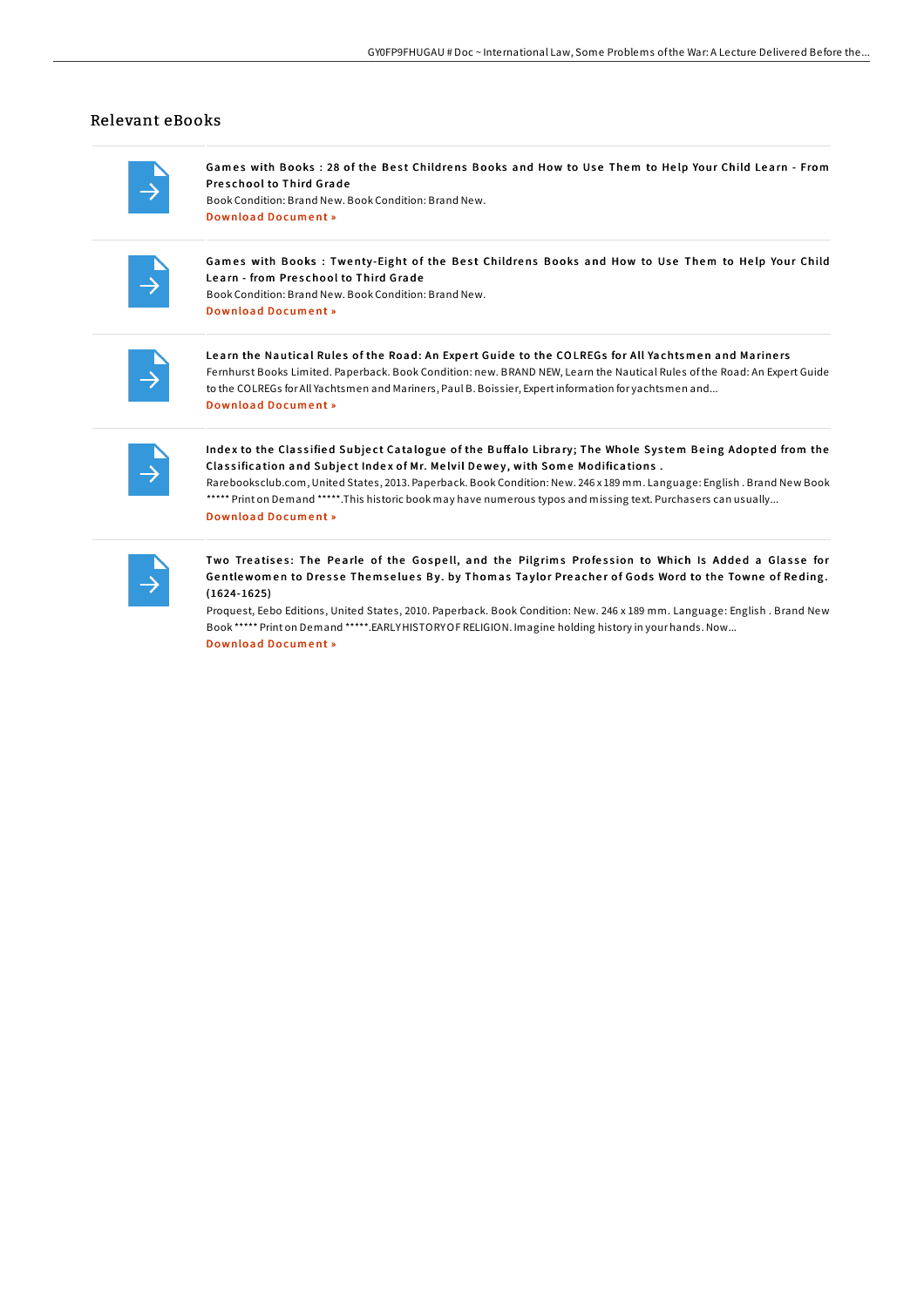## Relevant eBooks

**Games with Books : 28 of the Best Childrens Books and How to Use Them to Help Your Child Learn - From Preschool to Third Grade**

Book Condition: Brand New. Book Condition: Brand New.

Download Document »

**Games with Books : Twenty-Eight of the Best Childrens Books and How to Use Them to Help Your Child Learn - from Preschool to Third Grade**

Book Condition: Brand New. Book Condition: Brand New.

Download Document »

**Learn the Nautical Rules of the Road: An Expert Guide to the COLREGs for All Yachtsmen and Mariners**

Fernhurst Books Limited. Paperback. Book Condition: new. BRAND NEW, Learn the Nautical Rules of the Road: An Expert Guide to the COLREGs for All Yachtsmen and Mariners, Paul B. Boissier, Expert information for yachtsmen and...

Download Document »

**Index to the Classified Subject Catalogue of the Buffalo Library; The Whole System Being Adopted from the Classification and Subject Index of Mr. Melvil Dewey, with Some Modifications .**

Rarebooksclub.com, United States, 2013. Paperback. Book Condition: New. 246 x 189 mm. Language: English . Brand New Book ***** Print on Demand *****.This historic book may have numerous typos and missing text. Purchasers can usually...

Download Document »

**Two Treatises: The Pearle of the Gospell, and the Pilgrims Profession to Which Is Added a Glasse for Gentlewomen to Dresse Themselues By. by Thomas Taylor Preacher of Gods Word to the Towne of Reding. (1624-1625)**

Proquest, Eebo Editions, United States, 2010. Paperback. Book Condition: New. 246 x 189 mm. Language: English . Brand New Book ***** Print on Demand *****.EARLY HISTORY OF RELIGION. Imagine holding history in your hands. Now...

Download Document »